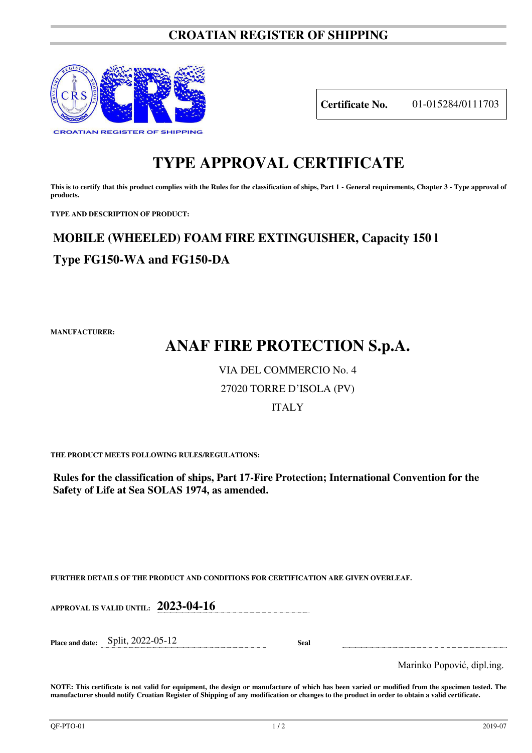# CROATIAN REGISTER OF SHIPPING

**Certificate No.** 01-015284/0111703

# TYPE APPROVAL CERTIFICATE

**This is to certify that this product complies with the Rules for the classification of ships, Part 1 - General requirements, Chapter 3 - Type approval of products.**

**TYPE AND DESCRIPTION OF PRODUCT:**

## MOBILE (WHEELED) FOAM FIRE EXTINGUISHER, Capacity 150 l

## Type FG150-WA and FG150-DA

**MANUFACTURER:**

## ANAF FIRE PROTECTION S.p.A.

VIA DEL COMMERCIO No. 4

27020 TORRE D'ISOLA (PV)

ITALY

**THE PRODUCT MEETS FOLLOWING RULES/REGULATIONS:**

**Rules for the classification of ships, Part 17-Fire Protection; International Convention for the Safety of Life at Sea SOLAS 1974, as amended.**

**FURTHER DETAILS OF THE PRODUCT AND CONDITIONS FOR CERTIFICATION ARE GIVEN OVERLEAF.**

**APPROVAL IS VALID UNTIL:** **2023-04-16**

**Place and date:** Split, 2022-05-12

**Seal**

Marinko Popović, dipl.ing.

**NOTE: This certificate is not valid for equipment, the design or manufacture of which has been varied or modified from the specimen tested. The manufacturer should notify Croatian Register of Shipping of any modification or changes to the product in order to obtain a valid certificate.**

QF-PTO-01 2019-07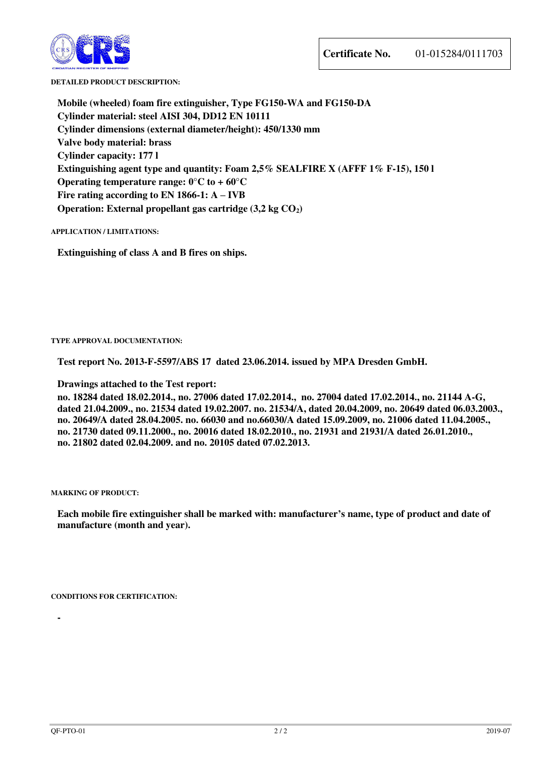**Certificate No.** 01-015284/0111703

**DETAILED PRODUCT DESCRIPTION:**

**Mobile (wheeled) foam fire extinguisher, Type FG150-WA and FG150-DA**
**Cylinder material: steel AISI 304, DD12 EN 10111**
**Cylinder dimensions (external diameter/height): 450/1330 mm**
**Valve body material: brass**
**Cylinder capacity: 177 l**
**Extinguishing agent type and quantity: Foam 2,5% SEALFIRE X (AFFF 1% F-15), 150 l**
**Operating temperature range: 0°C to + 60°C**
**Fire rating according to EN 1866-1: A – IVB**
**Operation: External propellant gas cartridge (3,2 kg $CO_2$)**

**APPLICATION / LIMITATIONS:**

**Extinguishing of class A and B fires on ships.**

**TYPE APPROVAL DOCUMENTATION:**

**Test report No. 2013-F-5597/ABS 17 dated 23.06.2014. issued by MPA Dresden GmbH.**

**Drawings attached to the Test report:**
**no. 18284 dated 18.02.2014., no. 27006 dated 17.02.2014., no. 27004 dated 17.02.2014., no. 21144 A-G, dated 21.04.2009., no. 21534 dated 19.02.2007. no. 21534/A, dated 20.04.2009, no. 20649 dated 06.03.2003., no. 20649/A dated 28.04.2005. no. 66030 and no.66030/A dated 15.09.2009, no. 21006 dated 11.04.2005., no. 21730 dated 09.11.2000., no. 20016 dated 18.02.2010., no. 21931 and 21931/A dated 26.01.2010., no. 21802 dated 02.04.2009. and no. 20105 dated 07.02.2013.**

**MARKING OF PRODUCT:**

**Each mobile fire extinguisher shall be marked with: manufacturer's name, type of product and date of manufacture (month and year).**

**CONDITIONS FOR CERTIFICATION:**

**-**